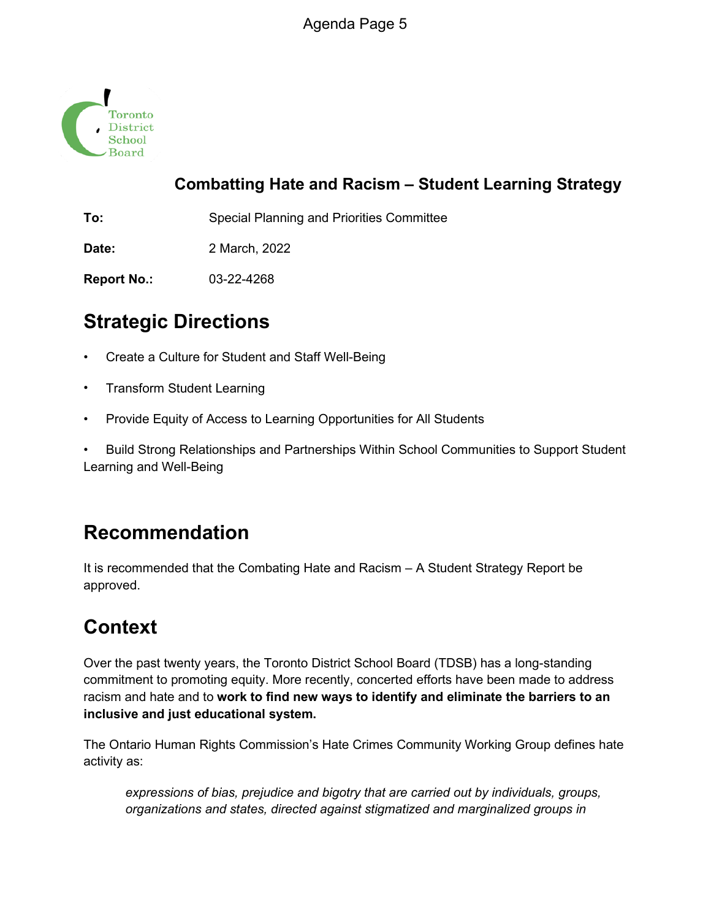# Combatting Hate and Racism – Student Learning Strategy

**To:** Special Planning and Priorities Committee

**Date:** 2 March, 2022

**Report No.:** 03-22-4268

## Strategic Directions

- Create a Culture for Student and Staff Well-Being
- Transform Student Learning
- Provide Equity of Access to Learning Opportunities for All Students
- Build Strong Relationships and Partnerships Within School Communities to Support Student Learning and Well-Being

## Recommendation

It is recommended that the Combating Hate and Racism – A Student Strategy Report be approved.

## Context

Over the past twenty years, the Toronto District School Board (TDSB) has a long-standing commitment to promoting equity. More recently, concerted efforts have been made to address racism and hate and to **work to find new ways to identify and eliminate the barriers to an inclusive and just educational system.**

The Ontario Human Rights Commission's Hate Crimes Community Working Group defines hate activity as:

> *expressions of bias, prejudice and bigotry that are carried out by individuals, groups, organizations and states, directed against stigmatized and marginalized groups in*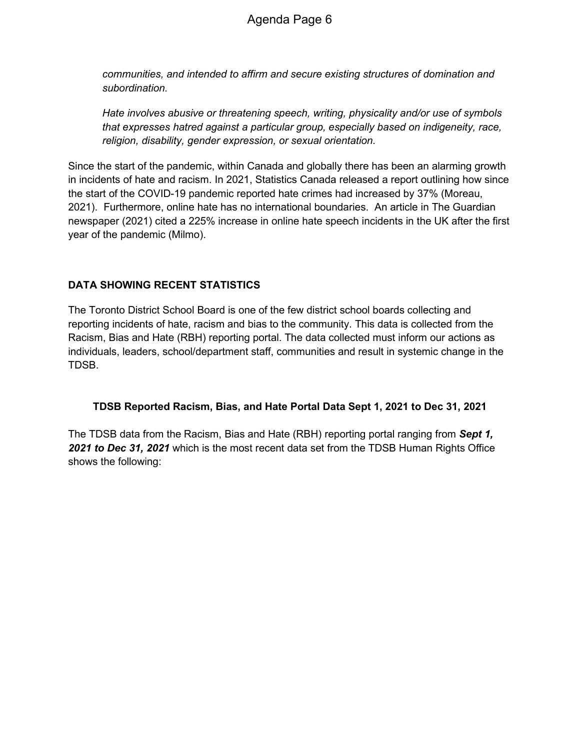*communities, and intended to affirm and secure existing structures of domination and subordination.*

*Hate involves abusive or threatening speech, writing, physicality and/or use of symbols that expresses hatred against a particular group, especially based on indigeneity, race, religion, disability, gender expression, or sexual orientation.*

Since the start of the pandemic, within Canada and globally there has been an alarming growth in incidents of hate and racism. In 2021, Statistics Canada released a report outlining how since the start of the COVID-19 pandemic reported hate crimes had increased by 37% (Moreau, 2021). Furthermore, online hate has no international boundaries. An article in The Guardian newspaper (2021) cited a 225% increase in online hate speech incidents in the UK after the first year of the pandemic (Milmo).

## DATA SHOWING RECENT STATISTICS

The Toronto District School Board is one of the few district school boards collecting and reporting incidents of hate, racism and bias to the community. This data is collected from the Racism, Bias and Hate (RBH) reporting portal. The data collected must inform our actions as individuals, leaders, school/department staff, communities and result in systemic change in the TDSB.

### TDSB Reported Racism, Bias, and Hate Portal Data Sept 1, 2021 to Dec 31, 2021

The TDSB data from the Racism, Bias and Hate (RBH) reporting portal ranging from ***Sept 1, 2021 to Dec 31, 2021*** which is the most recent data set from the TDSB Human Rights Office shows the following: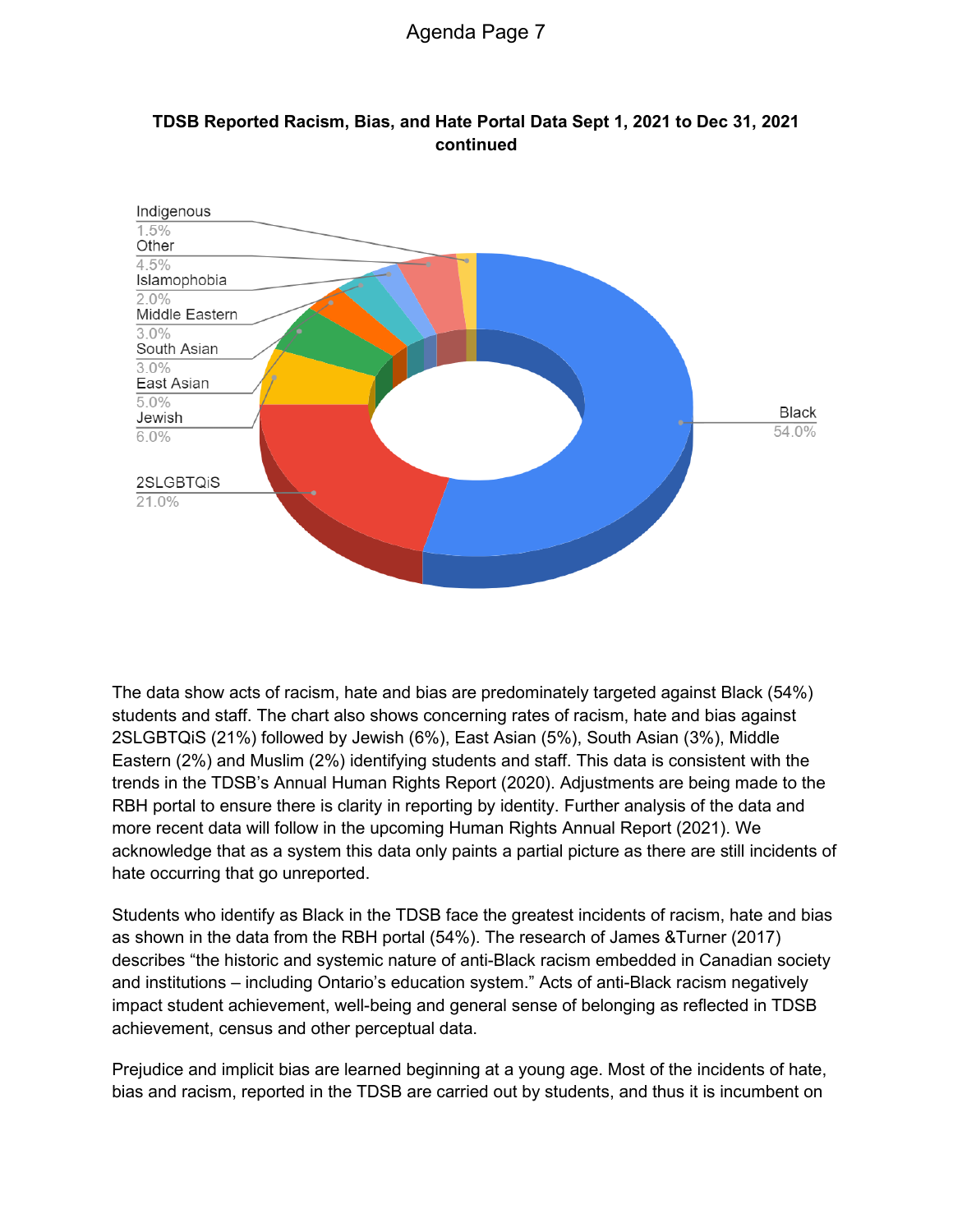**TDSB Reported Racism, Bias, and Hate Portal Data Sept 1, 2021 to Dec 31, 2021 continued**

| Category | Percentage |
|---|---|
| Black | 54.0% |
| 2SLGBTQiS | 21.0% |
| Jewish | 6.0% |
| East Asian | 5.0% |
| South Asian | 3.0% |
| Middle Eastern | 3.0% |
| Islamophobia | 2.0% |
| Other | 4.5% |
| Indigenous | 1.5% |

The data show acts of racism, hate and bias are predominately targeted against Black (54%) students and staff. The chart also shows concerning rates of racism, hate and bias against 2SLGBTQiS (21%) followed by Jewish (6%), East Asian (5%), South Asian (3%), Middle Eastern (2%) and Muslim (2%) identifying students and staff. This data is consistent with the trends in the TDSB's Annual Human Rights Report (2020). Adjustments are being made to the RBH portal to ensure there is clarity in reporting by identity. Further analysis of the data and more recent data will follow in the upcoming Human Rights Annual Report (2021). We acknowledge that as a system this data only paints a partial picture as there are still incidents of hate occurring that go unreported.

Students who identify as Black in the TDSB face the greatest incidents of racism, hate and bias as shown in the data from the RBH portal (54%). The research of James &Turner (2017) describes "the historic and systemic nature of anti-Black racism embedded in Canadian society and institutions – including Ontario's education system." Acts of anti-Black racism negatively impact student achievement, well-being and general sense of belonging as reflected in TDSB achievement, census and other perceptual data.

Prejudice and implicit bias are learned beginning at a young age. Most of the incidents of hate, bias and racism, reported in the TDSB are carried out by students, and thus it is incumbent on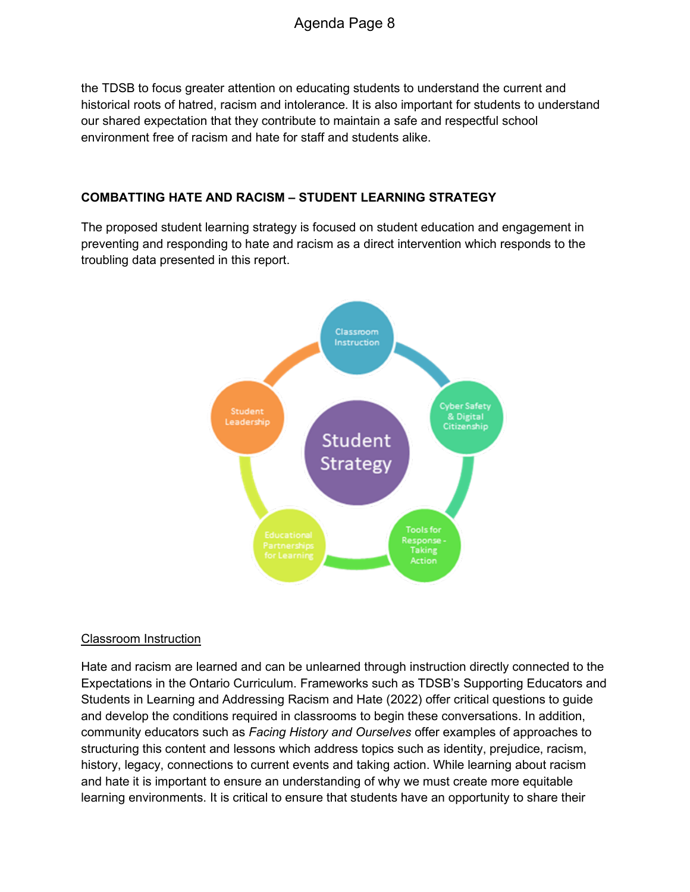the TDSB to focus greater attention on educating students to understand the current and historical roots of hatred, racism and intolerance. It is also important for students to understand our shared expectation that they contribute to maintain a safe and respectful school environment free of racism and hate for staff and students alike.

**COMBATTING HATE AND RACISM – STUDENT LEARNING STRATEGY**

The proposed student learning strategy is focused on student education and engagement in preventing and responding to hate and racism as a direct intervention which responds to the troubling data presented in this report.

Student Strategy

- Classroom Instruction
- Cyber Safety & Digital Citizenship
- Tools for Response - Taking Action
- Educational Partnerships for Learning
- Student Leadership

<u>Classroom Instruction</u>

Hate and racism are learned and can be unlearned through instruction directly connected to the Expectations in the Ontario Curriculum. Frameworks such as TDSB's Supporting Educators and Students in Learning and Addressing Racism and Hate (2022) offer critical questions to guide and develop the conditions required in classrooms to begin these conversations. In addition, community educators such as *Facing History and Ourselves* offer examples of approaches to structuring this content and lessons which address topics such as identity, prejudice, racism, history, legacy, connections to current events and taking action. While learning about racism and hate it is important to ensure an understanding of why we must create more equitable learning environments. It is critical to ensure that students have an opportunity to share their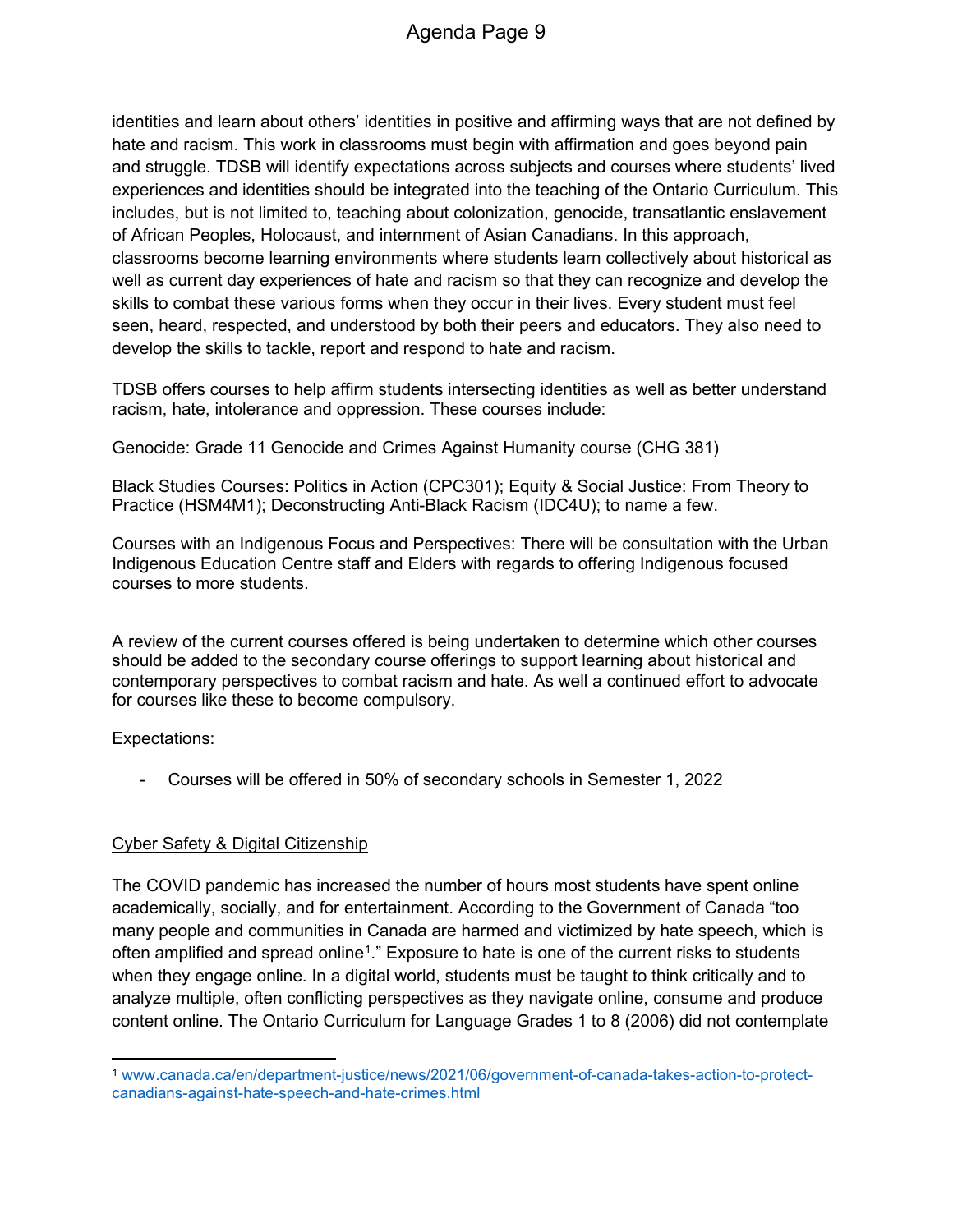identities and learn about others' identities in positive and affirming ways that are not defined by hate and racism. This work in classrooms must begin with affirmation and goes beyond pain and struggle. TDSB will identify expectations across subjects and courses where students' lived experiences and identities should be integrated into the teaching of the Ontario Curriculum. This includes, but is not limited to, teaching about colonization, genocide, transatlantic enslavement of African Peoples, Holocaust, and internment of Asian Canadians. In this approach, classrooms become learning environments where students learn collectively about historical as well as current day experiences of hate and racism so that they can recognize and develop the skills to combat these various forms when they occur in their lives. Every student must feel seen, heard, respected, and understood by both their peers and educators. They also need to develop the skills to tackle, report and respond to hate and racism.

TDSB offers courses to help affirm students intersecting identities as well as better understand racism, hate, intolerance and oppression. These courses include:

Genocide: Grade 11 Genocide and Crimes Against Humanity course (CHG 381)

Black Studies Courses: Politics in Action (CPC301); Equity & Social Justice: From Theory to Practice (HSM4M1); Deconstructing Anti-Black Racism (IDC4U); to name a few.

Courses with an Indigenous Focus and Perspectives: There will be consultation with the Urban Indigenous Education Centre staff and Elders with regards to offering Indigenous focused courses to more students.

A review of the current courses offered is being undertaken to determine which other courses should be added to the secondary course offerings to support learning about historical and contemporary perspectives to combat racism and hate. As well a continued effort to advocate for courses like these to become compulsory.

Expectations:

- Courses will be offered in 50% of secondary schools in Semester 1, 2022

<u>Cyber Safety & Digital Citizenship</u>

The COVID pandemic has increased the number of hours most students have spent online academically, socially, and for entertainment. According to the Government of Canada "too many people and communities in Canada are harmed and victimized by hate speech, which is often amplified and spread online[1]." Exposure to hate is one of the current risks to students when they engage online. In a digital world, students must be taught to think critically and to analyze multiple, often conflicting perspectives as they navigate online, consume and produce content online. The Ontario Curriculum for Language Grades 1 to 8 (2006) did not contemplate

[1] www.canada.ca/en/department-justice/news/2021/06/government-of-canada-takes-action-to-protect-canadians-against-hate-speech-and-hate-crimes.html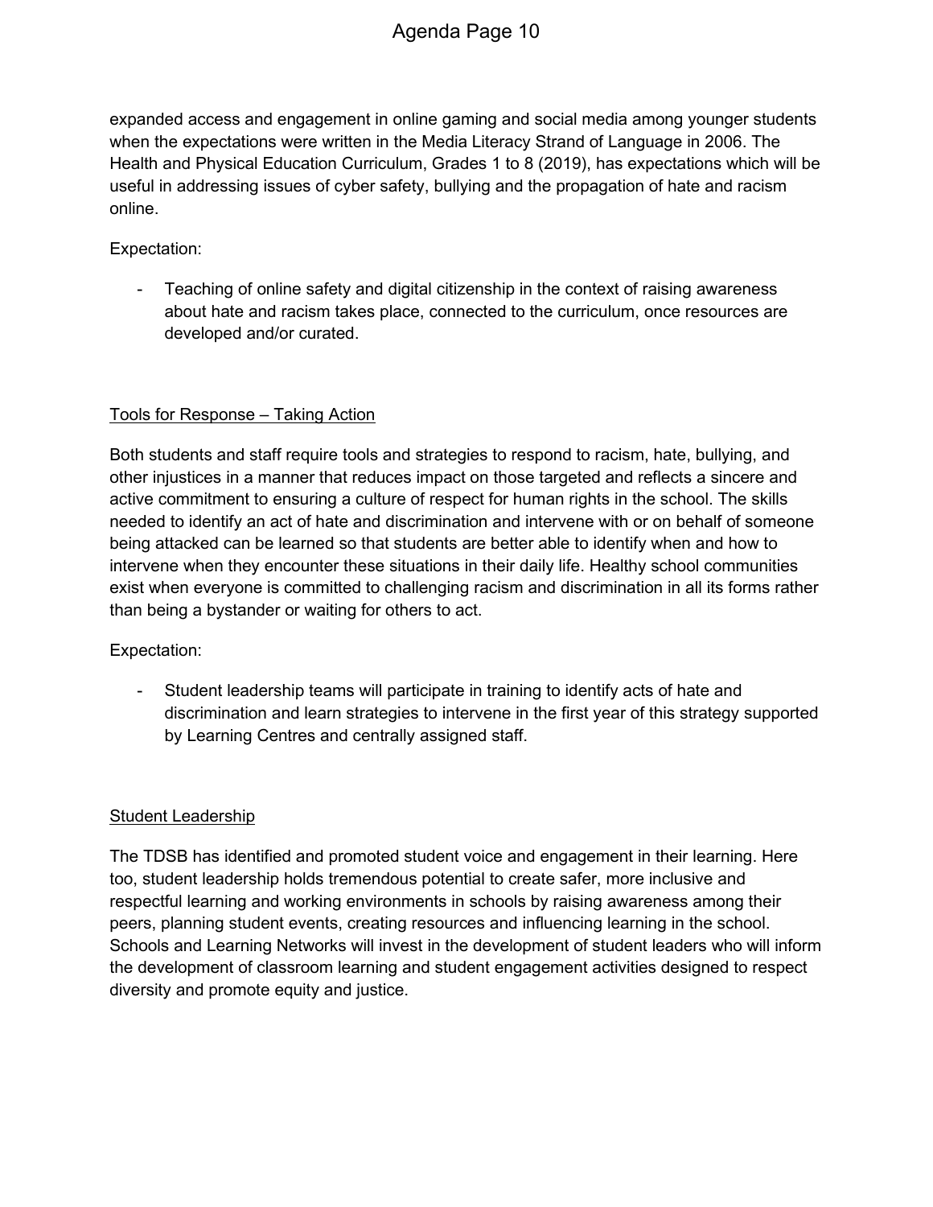expanded access and engagement in online gaming and social media among younger students when the expectations were written in the Media Literacy Strand of Language in 2006. The Health and Physical Education Curriculum, Grades 1 to 8 (2019), has expectations which will be useful in addressing issues of cyber safety, bullying and the propagation of hate and racism online.

Expectation:

- Teaching of online safety and digital citizenship in the context of raising awareness about hate and racism takes place, connected to the curriculum, once resources are developed and/or curated.

<u>Tools for Response – Taking Action</u>

Both students and staff require tools and strategies to respond to racism, hate, bullying, and other injustices in a manner that reduces impact on those targeted and reflects a sincere and active commitment to ensuring a culture of respect for human rights in the school. The skills needed to identify an act of hate and discrimination and intervene with or on behalf of someone being attacked can be learned so that students are better able to identify when and how to intervene when they encounter these situations in their daily life. Healthy school communities exist when everyone is committed to challenging racism and discrimination in all its forms rather than being a bystander or waiting for others to act.

Expectation:

- Student leadership teams will participate in training to identify acts of hate and discrimination and learn strategies to intervene in the first year of this strategy supported by Learning Centres and centrally assigned staff.

<u>Student Leadership</u>

The TDSB has identified and promoted student voice and engagement in their learning. Here too, student leadership holds tremendous potential to create safer, more inclusive and respectful learning and working environments in schools by raising awareness among their peers, planning student events, creating resources and influencing learning in the school. Schools and Learning Networks will invest in the development of student leaders who will inform the development of classroom learning and student engagement activities designed to respect diversity and promote equity and justice.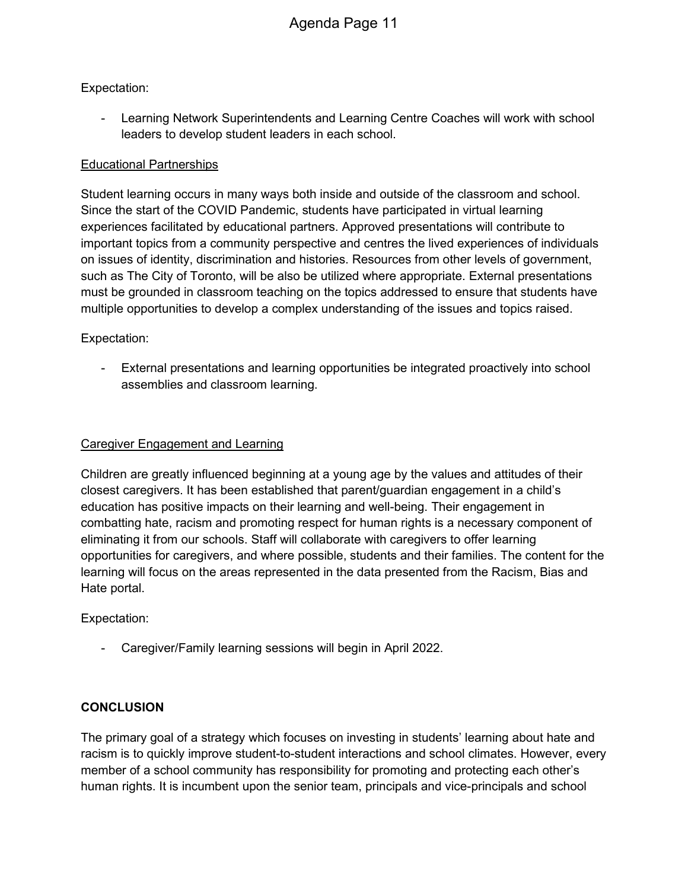Expectation:

- Learning Network Superintendents and Learning Centre Coaches will work with school leaders to develop student leaders in each school.

<u>Educational Partnerships</u>

Student learning occurs in many ways both inside and outside of the classroom and school. Since the start of the COVID Pandemic, students have participated in virtual learning experiences facilitated by educational partners. Approved presentations will contribute to important topics from a community perspective and centres the lived experiences of individuals on issues of identity, discrimination and histories. Resources from other levels of government, such as The City of Toronto, will be also be utilized where appropriate. External presentations must be grounded in classroom teaching on the topics addressed to ensure that students have multiple opportunities to develop a complex understanding of the issues and topics raised.

Expectation:

- External presentations and learning opportunities be integrated proactively into school assemblies and classroom learning.

<u>Caregiver Engagement and Learning</u>

Children are greatly influenced beginning at a young age by the values and attitudes of their closest caregivers. It has been established that parent/guardian engagement in a child's education has positive impacts on their learning and well-being. Their engagement in combatting hate, racism and promoting respect for human rights is a necessary component of eliminating it from our schools. Staff will collaborate with caregivers to offer learning opportunities for caregivers, and where possible, students and their families. The content for the learning will focus on the areas represented in the data presented from the Racism, Bias and Hate portal.

Expectation:

- Caregiver/Family learning sessions will begin in April 2022.

**CONCLUSION**

The primary goal of a strategy which focuses on investing in students' learning about hate and racism is to quickly improve student-to-student interactions and school climates. However, every member of a school community has responsibility for promoting and protecting each other's human rights. It is incumbent upon the senior team, principals and vice-principals and school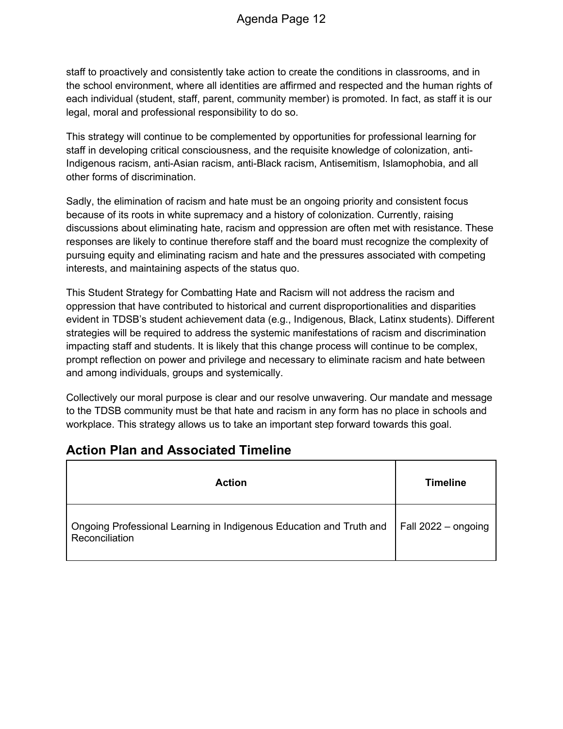staff to proactively and consistently take action to create the conditions in classrooms, and in the school environment, where all identities are affirmed and respected and the human rights of each individual (student, staff, parent, community member) is promoted. In fact, as staff it is our legal, moral and professional responsibility to do so.

This strategy will continue to be complemented by opportunities for professional learning for staff in developing critical consciousness, and the requisite knowledge of colonization, anti-Indigenous racism, anti-Asian racism, anti-Black racism, Antisemitism, Islamophobia, and all other forms of discrimination.

Sadly, the elimination of racism and hate must be an ongoing priority and consistent focus because of its roots in white supremacy and a history of colonization. Currently, raising discussions about eliminating hate, racism and oppression are often met with resistance. These responses are likely to continue therefore staff and the board must recognize the complexity of pursuing equity and eliminating racism and hate and the pressures associated with competing interests, and maintaining aspects of the status quo.

This Student Strategy for Combatting Hate and Racism will not address the racism and oppression that have contributed to historical and current disproportionalities and disparities evident in TDSB's student achievement data (e.g., Indigenous, Black, Latinx students). Different strategies will be required to address the systemic manifestations of racism and discrimination impacting staff and students. It is likely that this change process will continue to be complex, prompt reflection on power and privilege and necessary to eliminate racism and hate between and among individuals, groups and systemically.

Collectively our moral purpose is clear and our resolve unwavering. Our mandate and message to the TDSB community must be that hate and racism in any form has no place in schools and workplace. This strategy allows us to take an important step forward towards this goal.

## Action Plan and Associated Timeline

| Action | Timeline |
|---|---|
| Ongoing Professional Learning in Indigenous Education and Truth and Reconciliation | Fall 2022 – ongoing |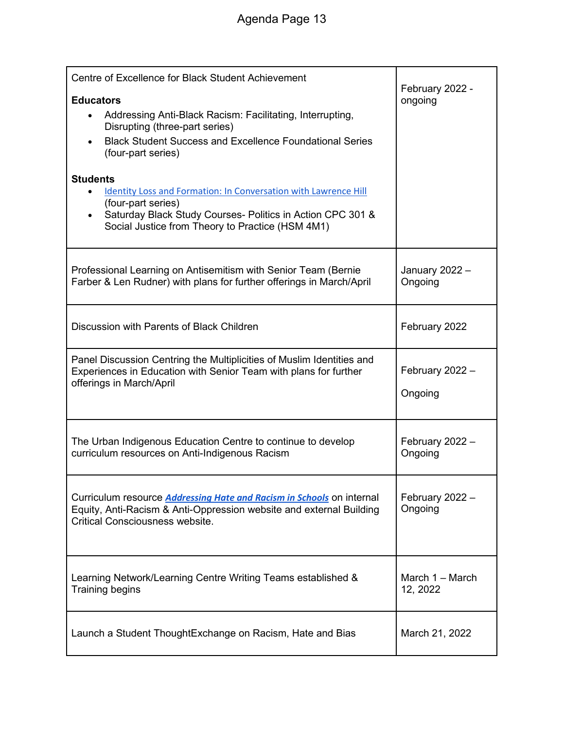| | |
|---|---|
| Centre of Excellence for Black Student Achievement<br><br>**Educators**<br>• Addressing Anti-Black Racism: Facilitating, Interrupting, Disrupting (three-part series)<br>• Black Student Success and Excellence Foundational Series (four-part series)<br><br>**Students**<br>• Identity Loss and Formation: In Conversation with Lawrence Hill (four-part series)<br>• Saturday Black Study Courses- Politics in Action CPC 301 & Social Justice from Theory to Practice (HSM 4M1) | February 2022 - ongoing |
| Professional Learning on Antisemitism with Senior Team (Bernie Farber & Len Rudner) with plans for further offerings in March/April | January 2022 – Ongoing |
| Discussion with Parents of Black Children | February 2022 |
| Panel Discussion Centring the Multiplicities of Muslim Identities and Experiences in Education with Senior Team with plans for further offerings in March/April | February 2022 – Ongoing |
| The Urban Indigenous Education Centre to continue to develop curriculum resources on Anti-Indigenous Racism | February 2022 – Ongoing |
| Curriculum resource ***Addressing Hate and Racism in Schools*** on internal Equity, Anti-Racism & Anti-Oppression website and external Building Critical Consciousness website. | February 2022 – Ongoing |
| Learning Network/Learning Centre Writing Teams established & Training begins | March 1 – March 12, 2022 |
| Launch a Student ThoughtExchange on Racism, Hate and Bias | March 21, 2022 |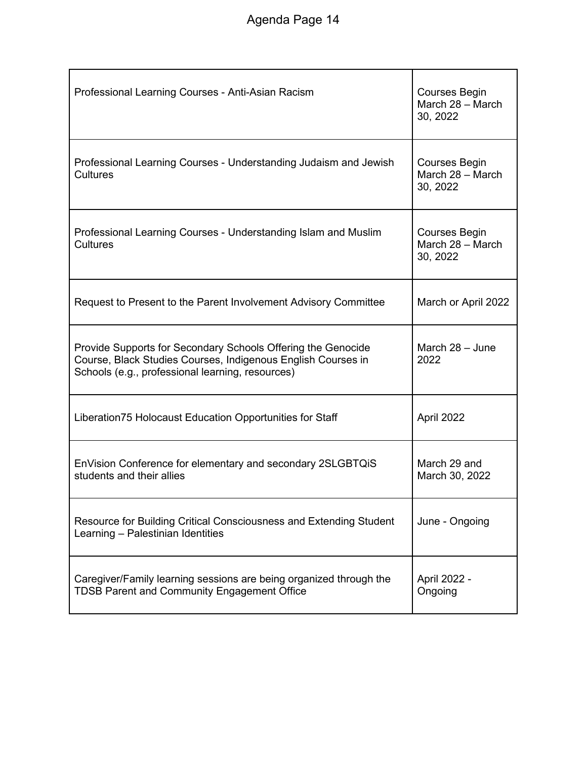| | |
|---|---|
| Professional Learning Courses - Anti-Asian Racism | Courses Begin March 28 – March 30, 2022 |
| Professional Learning Courses - Understanding Judaism and Jewish Cultures | Courses Begin March 28 – March 30, 2022 |
| Professional Learning Courses - Understanding Islam and Muslim Cultures | Courses Begin March 28 – March 30, 2022 |
| Request to Present to the Parent Involvement Advisory Committee | March or April 2022 |
| Provide Supports for Secondary Schools Offering the Genocide Course, Black Studies Courses, Indigenous English Courses in Schools (e.g., professional learning, resources) | March 28 – June 2022 |
| Liberation75 Holocaust Education Opportunities for Staff | April 2022 |
| EnVision Conference for elementary and secondary 2SLGBTQiS students and their allies | March 29 and March 30, 2022 |
| Resource for Building Critical Consciousness and Extending Student Learning – Palestinian Identities | June - Ongoing |
| Caregiver/Family learning sessions are being organized through the TDSB Parent and Community Engagement Office | April 2022 - Ongoing |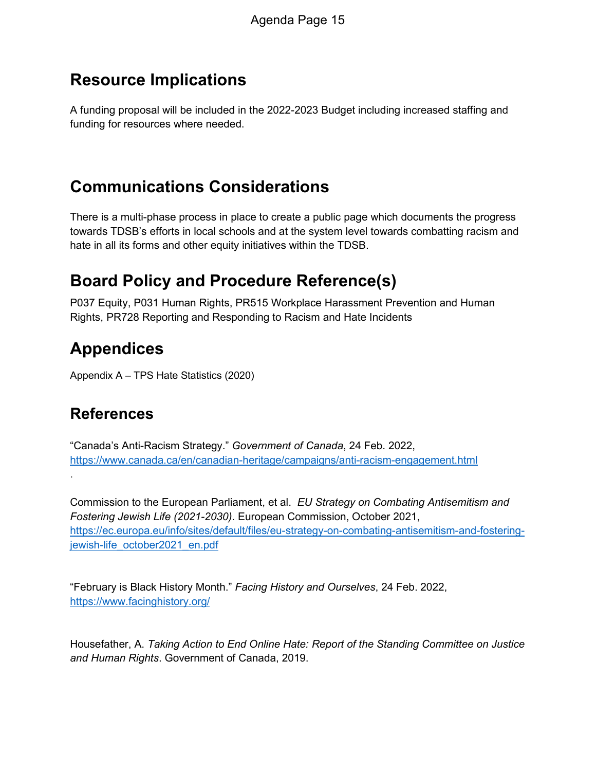## Resource Implications

A funding proposal will be included in the 2022-2023 Budget including increased staffing and funding for resources where needed.

## Communications Considerations

There is a multi-phase process in place to create a public page which documents the progress towards TDSB's efforts in local schools and at the system level towards combatting racism and hate in all its forms and other equity initiatives within the TDSB.

## Board Policy and Procedure Reference(s)

P037 Equity, P031 Human Rights, PR515 Workplace Harassment Prevention and Human Rights, PR728 Reporting and Responding to Racism and Hate Incidents

## Appendices

Appendix A – TPS Hate Statistics (2020)

## References

"Canada's Anti-Racism Strategy." *Government of Canada*, 24 Feb. 2022, https://www.canada.ca/en/canadian-heritage/campaigns/anti-racism-engagement.html .

Commission to the European Parliament, et al. *EU Strategy on Combating Antisemitism and Fostering Jewish Life (2021-2030)*. European Commission, October 2021, https://ec.europa.eu/info/sites/default/files/eu-strategy-on-combating-antisemitism-and-fostering-jewish-life_october2021_en.pdf

"February is Black History Month." *Facing History and Ourselves*, 24 Feb. 2022, https://www.facinghistory.org/

Housefather, A. *Taking Action to End Online Hate: Report of the Standing Committee on Justice and Human Rights*. Government of Canada, 2019.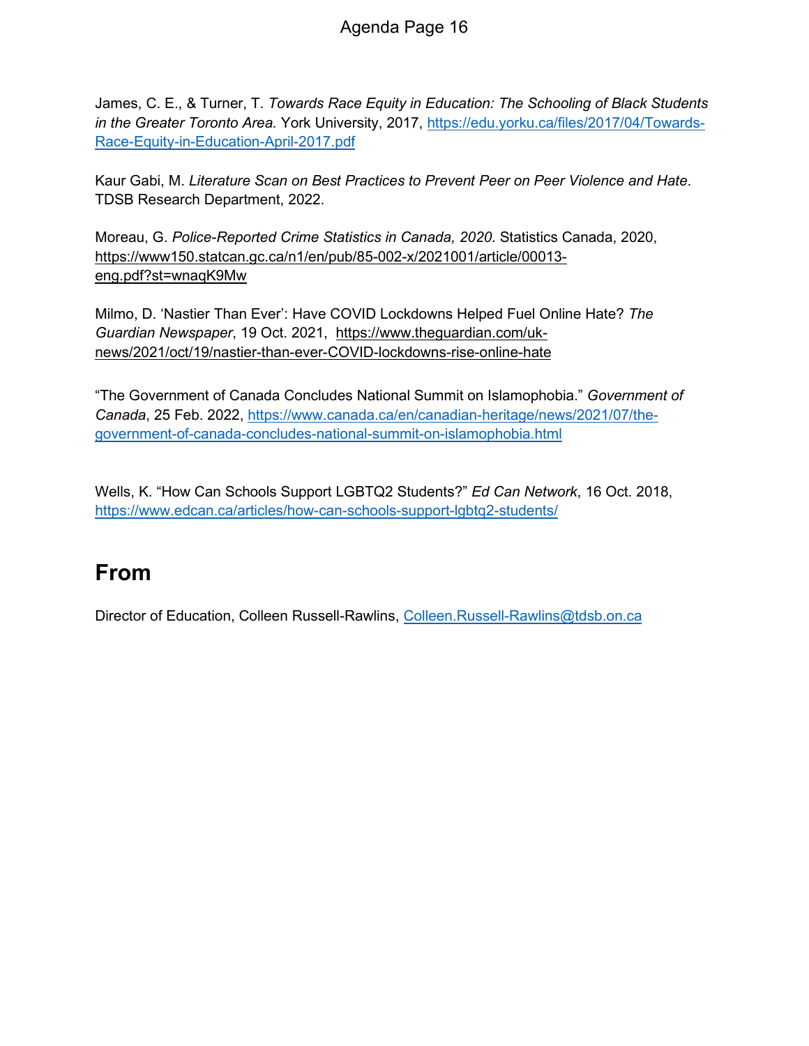James, C. E., & Turner, T. *Towards Race Equity in Education: The Schooling of Black Students in the Greater Toronto Area.* York University, 2017, https://edu.yorku.ca/files/2017/04/Towards-Race-Equity-in-Education-April-2017.pdf

Kaur Gabi, M. *Literature Scan on Best Practices to Prevent Peer on Peer Violence and Hate*. TDSB Research Department, 2022.

Moreau, G. *Police-Reported Crime Statistics in Canada, 2020*. Statistics Canada, 2020, https://www150.statcan.gc.ca/n1/en/pub/85-002-x/2021001/article/00013-eng.pdf?st=wnaqK9Mw

Milmo, D. 'Nastier Than Ever': Have COVID Lockdowns Helped Fuel Online Hate? *The Guardian Newspaper*, 19 Oct. 2021, https://www.theguardian.com/uk-news/2021/oct/19/nastier-than-ever-COVID-lockdowns-rise-online-hate

"The Government of Canada Concludes National Summit on Islamophobia." *Government of Canada*, 25 Feb. 2022, https://www.canada.ca/en/canadian-heritage/news/2021/07/the-government-of-canada-concludes-national-summit-on-islamophobia.html

Wells, K. "How Can Schools Support LGBTQ2 Students?" *Ed Can Network*, 16 Oct. 2018, https://www.edcan.ca/articles/how-can-schools-support-lgbtq2-students/

## From

Director of Education, Colleen Russell-Rawlins, Colleen.Russell-Rawlins@tdsb.on.ca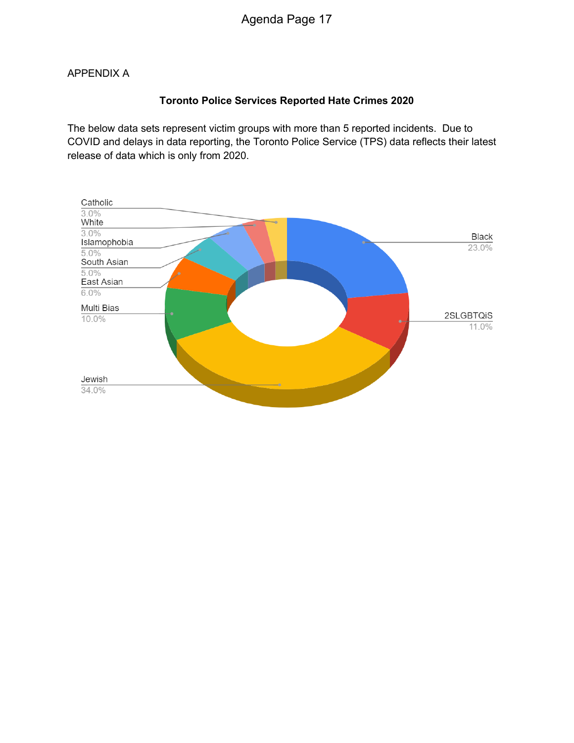APPENDIX A

**Toronto Police Services Reported Hate Crimes 2020**

The below data sets represent victim groups with more than 5 reported incidents. Due to COVID and delays in data reporting, the Toronto Police Service (TPS) data reflects their latest release of data which is only from 2020.

| Victim Group | Percentage |
|---|---|
| Catholic | 3.0% |
| White | 3.0% |
| Islamophobia | 5.0% |
| South Asian | 5.0% |
| East Asian | 6.0% |
| Multi Bias | 10.0% |
| Jewish | 34.0% |
| Black | 23.0% |
| 2SLGBTQiS | 11.0% |